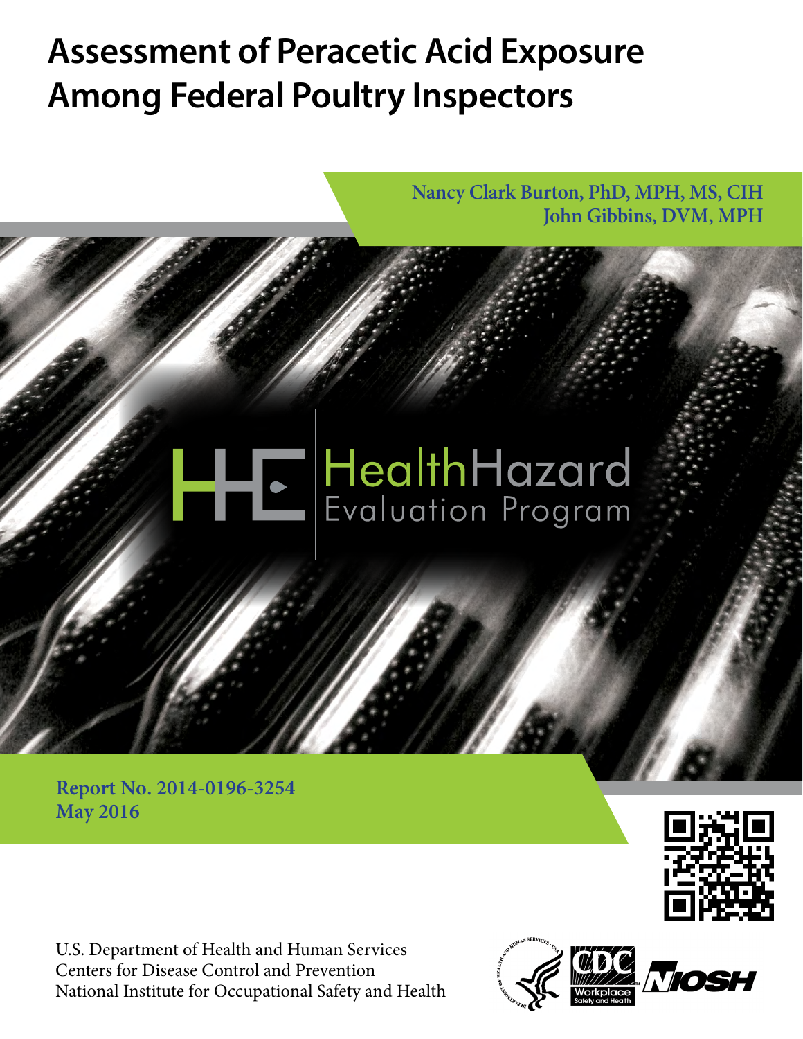# Assessment of Peracetic Acid Exposure Among Federal Poultry Inspectors

Nancy Clark Burton, PhD, MPH, MS, CIH
John Gibbins, DVM, MPH

HealthHazard Evaluation Program

Report No. 2014-0196-3254
May 2016

U.S. Department of Health and Human Services
Centers for Disease Control and Prevention
National Institute for Occupational Safety and Health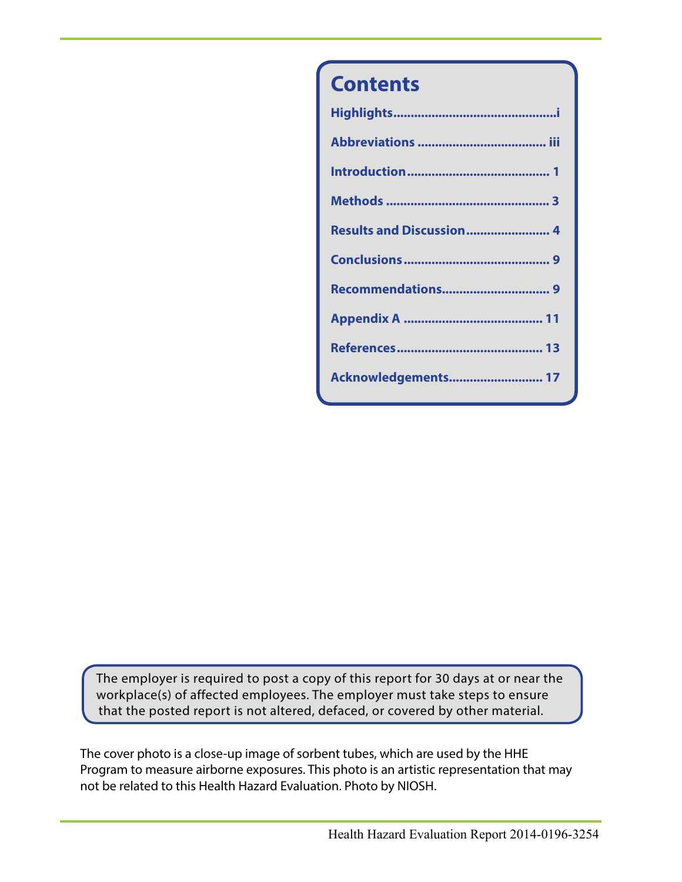# Contents

**Highlights**..............................................i

**Abbreviations** .................................... iii

**Introduction**........................................ 1

**Methods** .............................................. 3

**Results and Discussion**........................ 4

**Conclusions**......................................... 9

**Recommendations**.............................. 9

**Appendix A** ....................................... 11

**References**......................................... 13

**Acknowledgements**.......................... 17

The employer is required to post a copy of this report for 30 days at or near the workplace(s) of affected employees. The employer must take steps to ensure that the posted report is not altered, defaced, or covered by other material.

The cover photo is a close-up image of sorbent tubes, which are used by the HHE Program to measure airborne exposures. This photo is an artistic representation that may not be related to this Health Hazard Evaluation. Photo by NIOSH.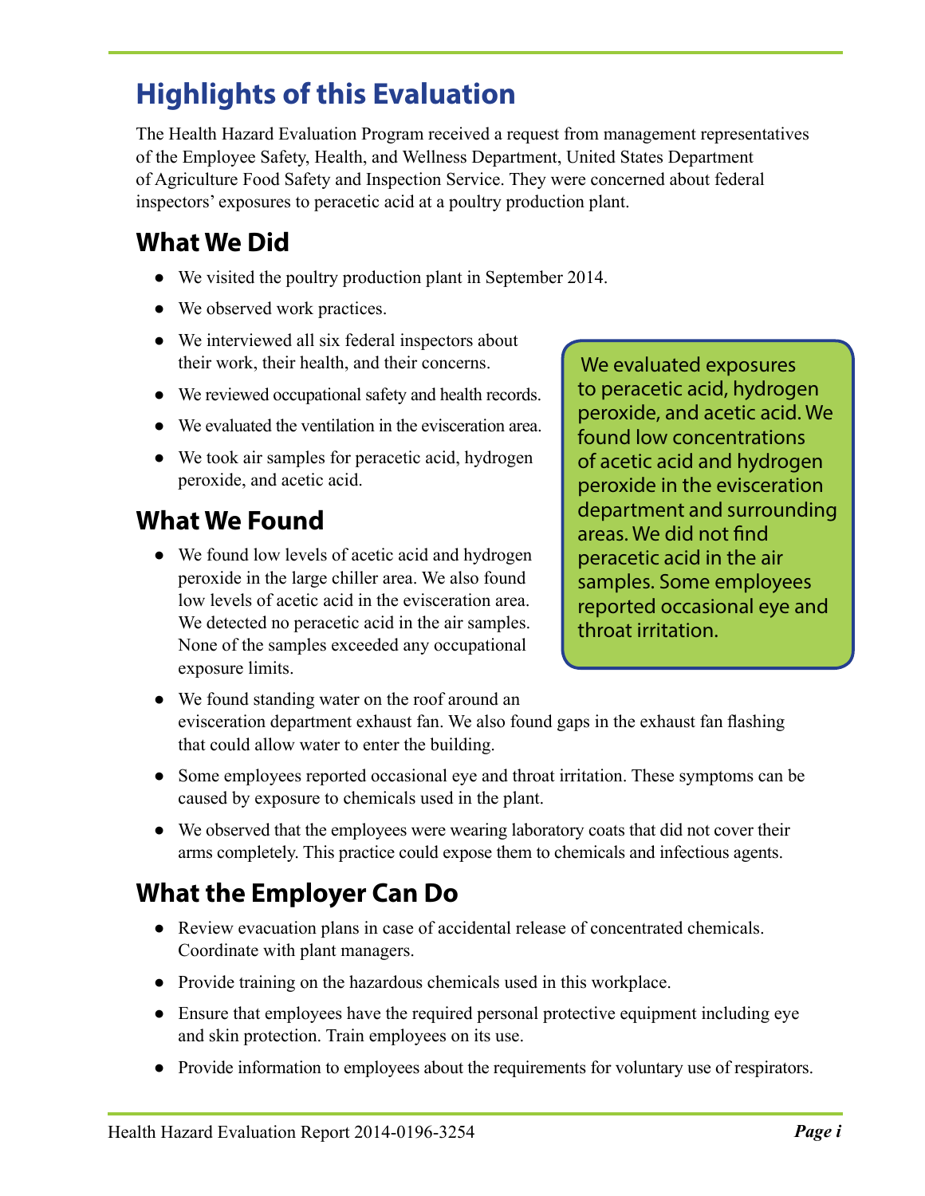# Highlights of this Evaluation

The Health Hazard Evaluation Program received a request from management representatives of the Employee Safety, Health, and Wellness Department, United States Department of Agriculture Food Safety and Inspection Service. They were concerned about federal inspectors' exposures to peracetic acid at a poultry production plant.

## What We Did

- We visited the poultry production plant in September 2014.
- We observed work practices.
- We interviewed all six federal inspectors about their work, their health, and their concerns.
- We reviewed occupational safety and health records.
- We evaluated the ventilation in the evisceration area.
- We took air samples for peracetic acid, hydrogen peroxide, and acetic acid.

## What We Found

- We found low levels of acetic acid and hydrogen peroxide in the large chiller area. We also found low levels of acetic acid in the evisceration area. We detected no peracetic acid in the air samples. None of the samples exceeded any occupational exposure limits.
- We found standing water on the roof around an evisceration department exhaust fan. We also found gaps in the exhaust fan flashing that could allow water to enter the building.
- Some employees reported occasional eye and throat irritation. These symptoms can be caused by exposure to chemicals used in the plant.
- We observed that the employees were wearing laboratory coats that did not cover their arms completely. This practice could expose them to chemicals and infectious agents.

We evaluated exposures to peracetic acid, hydrogen peroxide, and acetic acid. We found low concentrations of acetic acid and hydrogen peroxide in the evisceration department and surrounding areas. We did not find peracetic acid in the air samples. Some employees reported occasional eye and throat irritation.

## What the Employer Can Do

- Review evacuation plans in case of accidental release of concentrated chemicals. Coordinate with plant managers.
- Provide training on the hazardous chemicals used in this workplace.
- Ensure that employees have the required personal protective equipment including eye and skin protection. Train employees on its use.
- Provide information to employees about the requirements for voluntary use of respirators.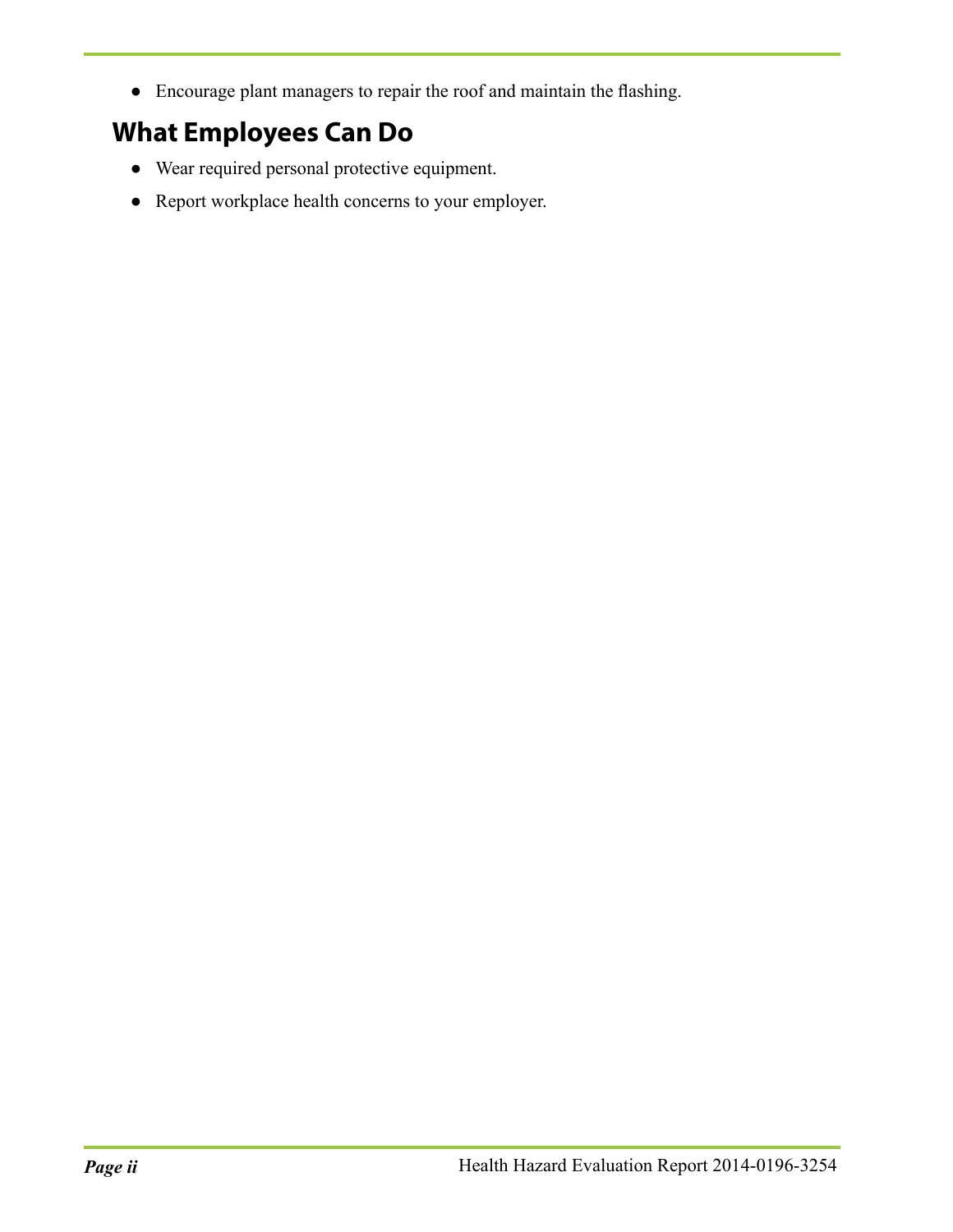- Encourage plant managers to repair the roof and maintain the flashing.

## What Employees Can Do

- Wear required personal protective equipment.
- Report workplace health concerns to your employer.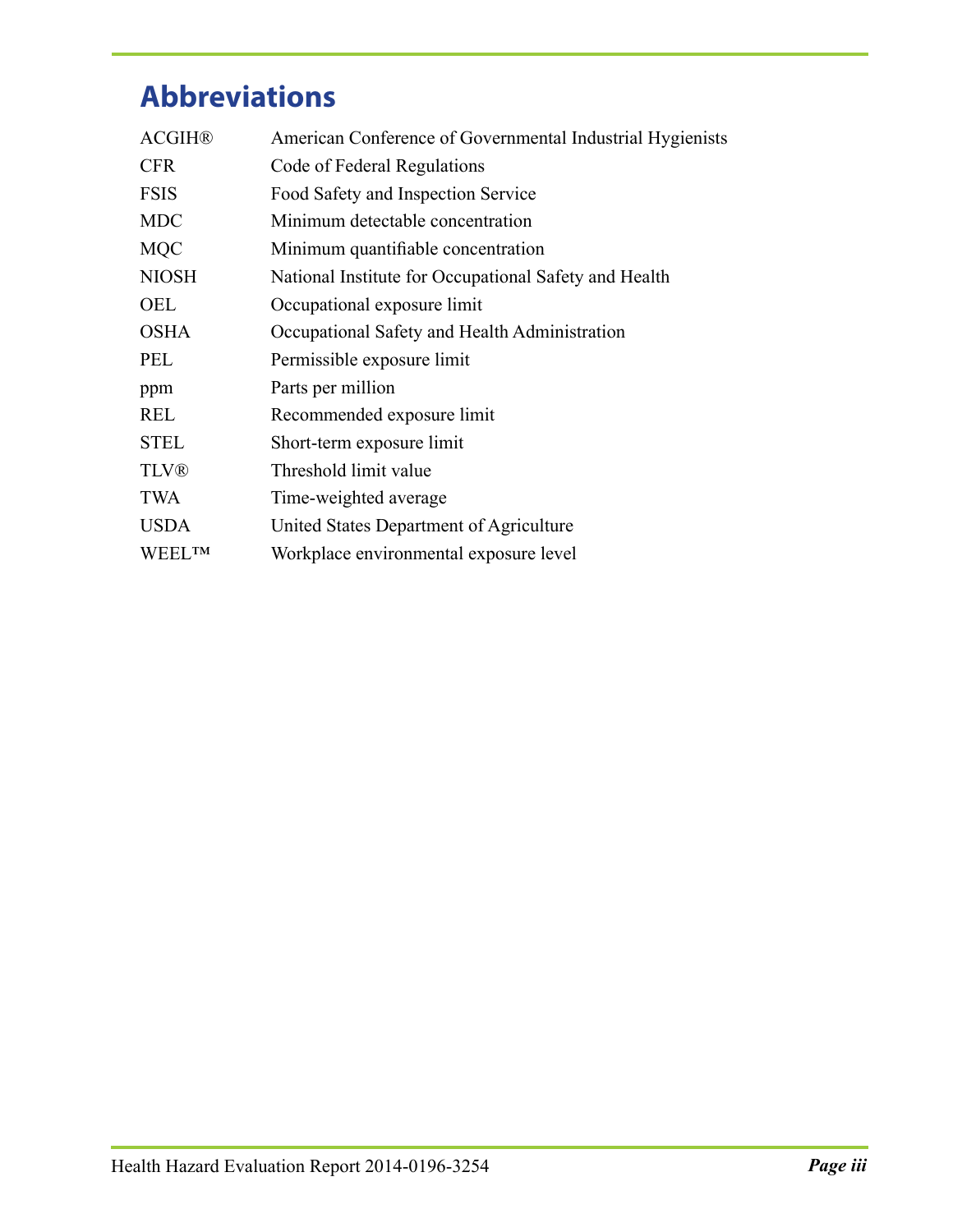## Abbreviations

| | |
|---|---|
| ACGIH® | American Conference of Governmental Industrial Hygienists |
| CFR | Code of Federal Regulations |
| FSIS | Food Safety and Inspection Service |
| MDC | Minimum detectable concentration |
| MQC | Minimum quantifiable concentration |
| NIOSH | National Institute for Occupational Safety and Health |
| OEL | Occupational exposure limit |
| OSHA | Occupational Safety and Health Administration |
| PEL | Permissible exposure limit |
| ppm | Parts per million |
| REL | Recommended exposure limit |
| STEL | Short-term exposure limit |
| TLV® | Threshold limit value |
| TWA | Time-weighted average |
| USDA | United States Department of Agriculture |
| WEEL™ | Workplace environmental exposure level |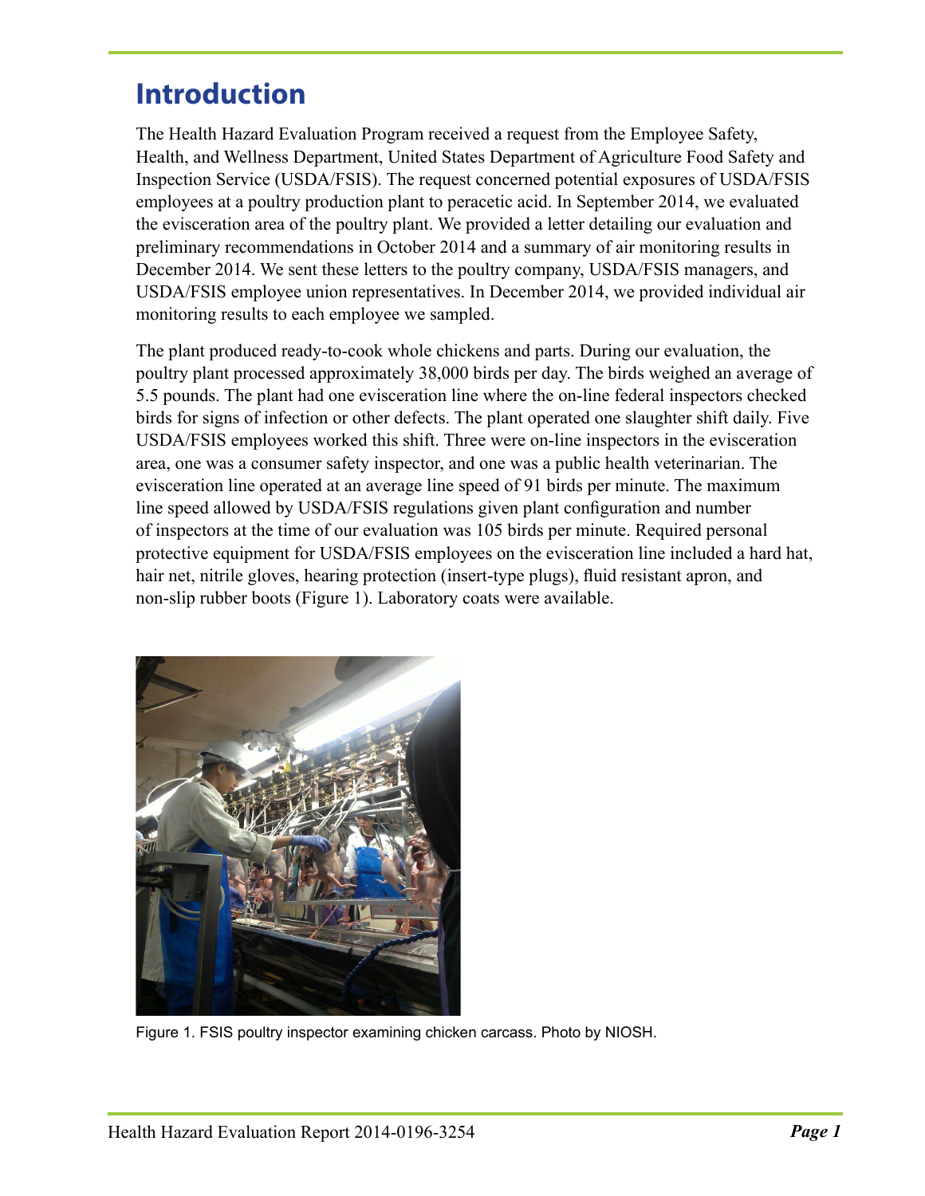# Introduction

The Health Hazard Evaluation Program received a request from the Employee Safety, Health, and Wellness Department, United States Department of Agriculture Food Safety and Inspection Service (USDA/FSIS). The request concerned potential exposures of USDA/FSIS employees at a poultry production plant to peracetic acid. In September 2014, we evaluated the evisceration area of the poultry plant. We provided a letter detailing our evaluation and preliminary recommendations in October 2014 and a summary of air monitoring results in December 2014. We sent these letters to the poultry company, USDA/FSIS managers, and USDA/FSIS employee union representatives. In December 2014, we provided individual air monitoring results to each employee we sampled.

The plant produced ready-to-cook whole chickens and parts. During our evaluation, the poultry plant processed approximately 38,000 birds per day. The birds weighed an average of 5.5 pounds. The plant had one evisceration line where the on-line federal inspectors checked birds for signs of infection or other defects. The plant operated one slaughter shift daily. Five USDA/FSIS employees worked this shift. Three were on-line inspectors in the evisceration area, one was a consumer safety inspector, and one was a public health veterinarian. The evisceration line operated at an average line speed of 91 birds per minute. The maximum line speed allowed by USDA/FSIS regulations given plant configuration and number of inspectors at the time of our evaluation was 105 birds per minute. Required personal protective equipment for USDA/FSIS employees on the evisceration line included a hard hat, hair net, nitrile gloves, hearing protection (insert-type plugs), fluid resistant apron, and non-slip rubber boots (Figure 1). Laboratory coats were available.

Figure 1. FSIS poultry inspector examining chicken carcass. Photo by NIOSH.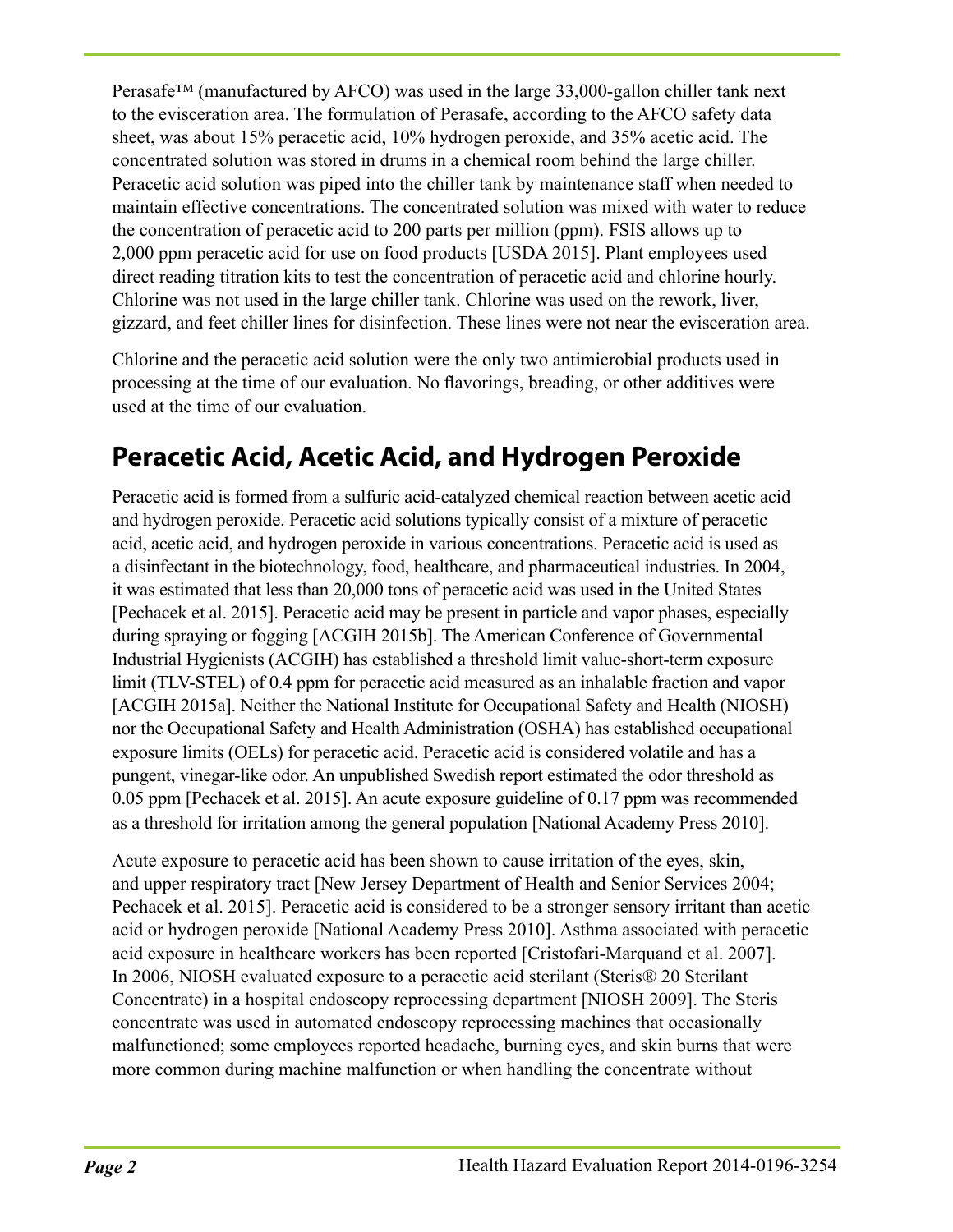Perasafe™ (manufactured by AFCO) was used in the large 33,000-gallon chiller tank next to the evisceration area. The formulation of Perasafe, according to the AFCO safety data sheet, was about 15% peracetic acid, 10% hydrogen peroxide, and 35% acetic acid. The concentrated solution was stored in drums in a chemical room behind the large chiller. Peracetic acid solution was piped into the chiller tank by maintenance staff when needed to maintain effective concentrations. The concentrated solution was mixed with water to reduce the concentration of peracetic acid to 200 parts per million (ppm). FSIS allows up to 2,000 ppm peracetic acid for use on food products [USDA 2015]. Plant employees used direct reading titration kits to test the concentration of peracetic acid and chlorine hourly. Chlorine was not used in the large chiller tank. Chlorine was used on the rework, liver, gizzard, and feet chiller lines for disinfection. These lines were not near the evisceration area.

Chlorine and the peracetic acid solution were the only two antimicrobial products used in processing at the time of our evaluation. No flavorings, breading, or other additives were used at the time of our evaluation.

## Peracetic Acid, Acetic Acid, and Hydrogen Peroxide

Peracetic acid is formed from a sulfuric acid-catalyzed chemical reaction between acetic acid and hydrogen peroxide. Peracetic acid solutions typically consist of a mixture of peracetic acid, acetic acid, and hydrogen peroxide in various concentrations. Peracetic acid is used as a disinfectant in the biotechnology, food, healthcare, and pharmaceutical industries. In 2004, it was estimated that less than 20,000 tons of peracetic acid was used in the United States [Pechacek et al. 2015]. Peracetic acid may be present in particle and vapor phases, especially during spraying or fogging [ACGIH 2015b]. The American Conference of Governmental Industrial Hygienists (ACGIH) has established a threshold limit value-short-term exposure limit (TLV-STEL) of 0.4 ppm for peracetic acid measured as an inhalable fraction and vapor [ACGIH 2015a]. Neither the National Institute for Occupational Safety and Health (NIOSH) nor the Occupational Safety and Health Administration (OSHA) has established occupational exposure limits (OELs) for peracetic acid. Peracetic acid is considered volatile and has a pungent, vinegar-like odor. An unpublished Swedish report estimated the odor threshold as 0.05 ppm [Pechacek et al. 2015]. An acute exposure guideline of 0.17 ppm was recommended as a threshold for irritation among the general population [National Academy Press 2010].

Acute exposure to peracetic acid has been shown to cause irritation of the eyes, skin, and upper respiratory tract [New Jersey Department of Health and Senior Services 2004; Pechacek et al. 2015]. Peracetic acid is considered to be a stronger sensory irritant than acetic acid or hydrogen peroxide [National Academy Press 2010]. Asthma associated with peracetic acid exposure in healthcare workers has been reported [Cristofari-Marquand et al. 2007]. In 2006, NIOSH evaluated exposure to a peracetic acid sterilant (Steris® 20 Sterilant Concentrate) in a hospital endoscopy reprocessing department [NIOSH 2009]. The Steris concentrate was used in automated endoscopy reprocessing machines that occasionally malfunctioned; some employees reported headache, burning eyes, and skin burns that were more common during machine malfunction or when handling the concentrate without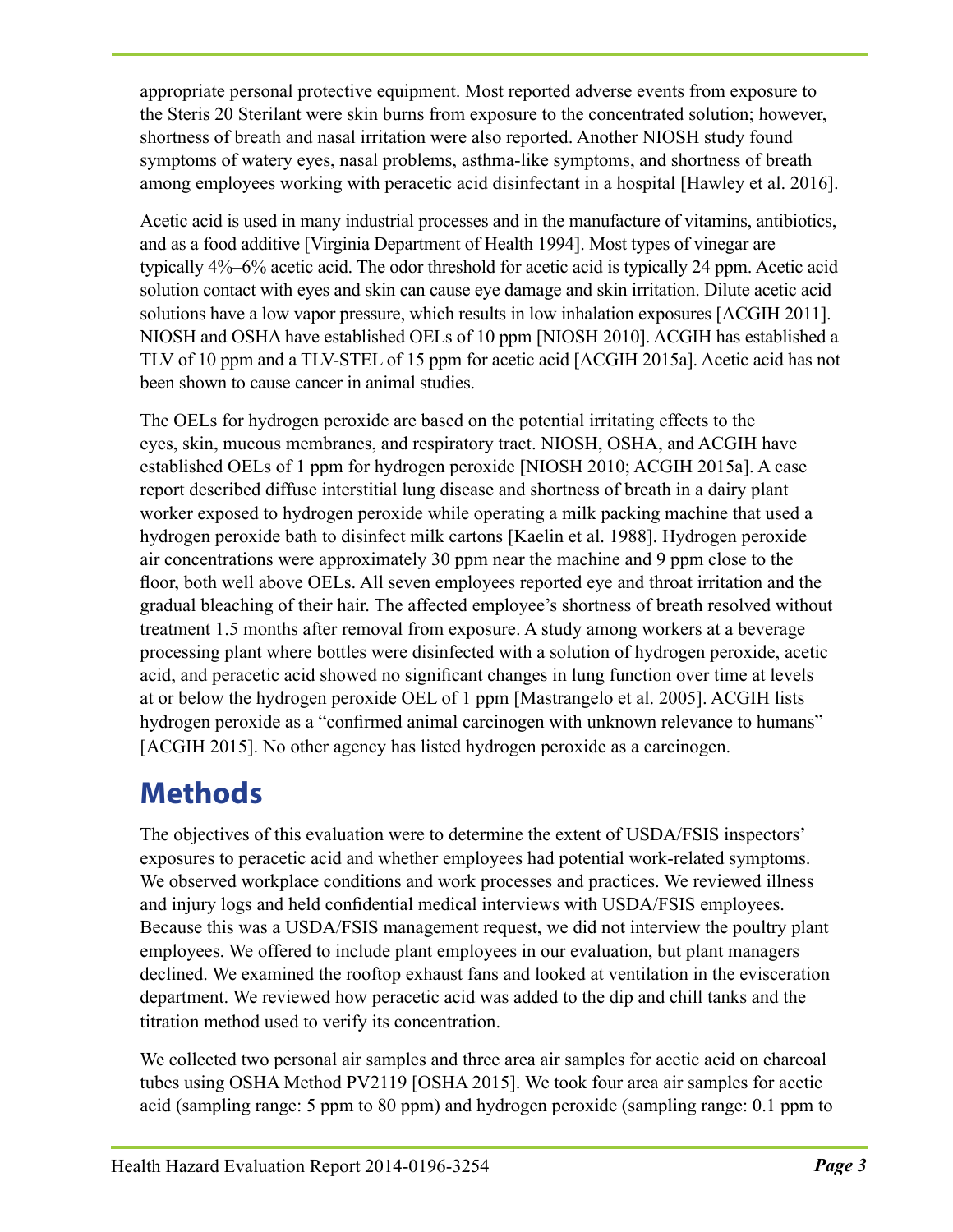appropriate personal protective equipment. Most reported adverse events from exposure to the Steris 20 Sterilant were skin burns from exposure to the concentrated solution; however, shortness of breath and nasal irritation were also reported. Another NIOSH study found symptoms of watery eyes, nasal problems, asthma-like symptoms, and shortness of breath among employees working with peracetic acid disinfectant in a hospital [Hawley et al. 2016].

Acetic acid is used in many industrial processes and in the manufacture of vitamins, antibiotics, and as a food additive [Virginia Department of Health 1994]. Most types of vinegar are typically 4%–6% acetic acid. The odor threshold for acetic acid is typically 24 ppm. Acetic acid solution contact with eyes and skin can cause eye damage and skin irritation. Dilute acetic acid solutions have a low vapor pressure, which results in low inhalation exposures [ACGIH 2011]. NIOSH and OSHA have established OELs of 10 ppm [NIOSH 2010]. ACGIH has established a TLV of 10 ppm and a TLV-STEL of 15 ppm for acetic acid [ACGIH 2015a]. Acetic acid has not been shown to cause cancer in animal studies.

The OELs for hydrogen peroxide are based on the potential irritating effects to the eyes, skin, mucous membranes, and respiratory tract. NIOSH, OSHA, and ACGIH have established OELs of 1 ppm for hydrogen peroxide [NIOSH 2010; ACGIH 2015a]. A case report described diffuse interstitial lung disease and shortness of breath in a dairy plant worker exposed to hydrogen peroxide while operating a milk packing machine that used a hydrogen peroxide bath to disinfect milk cartons [Kaelin et al. 1988]. Hydrogen peroxide air concentrations were approximately 30 ppm near the machine and 9 ppm close to the floor, both well above OELs. All seven employees reported eye and throat irritation and the gradual bleaching of their hair. The affected employee's shortness of breath resolved without treatment 1.5 months after removal from exposure. A study among workers at a beverage processing plant where bottles were disinfected with a solution of hydrogen peroxide, acetic acid, and peracetic acid showed no significant changes in lung function over time at levels at or below the hydrogen peroxide OEL of 1 ppm [Mastrangelo et al. 2005]. ACGIH lists hydrogen peroxide as a "confirmed animal carcinogen with unknown relevance to humans" [ACGIH 2015]. No other agency has listed hydrogen peroxide as a carcinogen.

# Methods

The objectives of this evaluation were to determine the extent of USDA/FSIS inspectors' exposures to peracetic acid and whether employees had potential work-related symptoms. We observed workplace conditions and work processes and practices. We reviewed illness and injury logs and held confidential medical interviews with USDA/FSIS employees. Because this was a USDA/FSIS management request, we did not interview the poultry plant employees. We offered to include plant employees in our evaluation, but plant managers declined. We examined the rooftop exhaust fans and looked at ventilation in the evisceration department. We reviewed how peracetic acid was added to the dip and chill tanks and the titration method used to verify its concentration.

We collected two personal air samples and three area air samples for acetic acid on charcoal tubes using OSHA Method PV2119 [OSHA 2015]. We took four area air samples for acetic acid (sampling range: 5 ppm to 80 ppm) and hydrogen peroxide (sampling range: 0.1 ppm to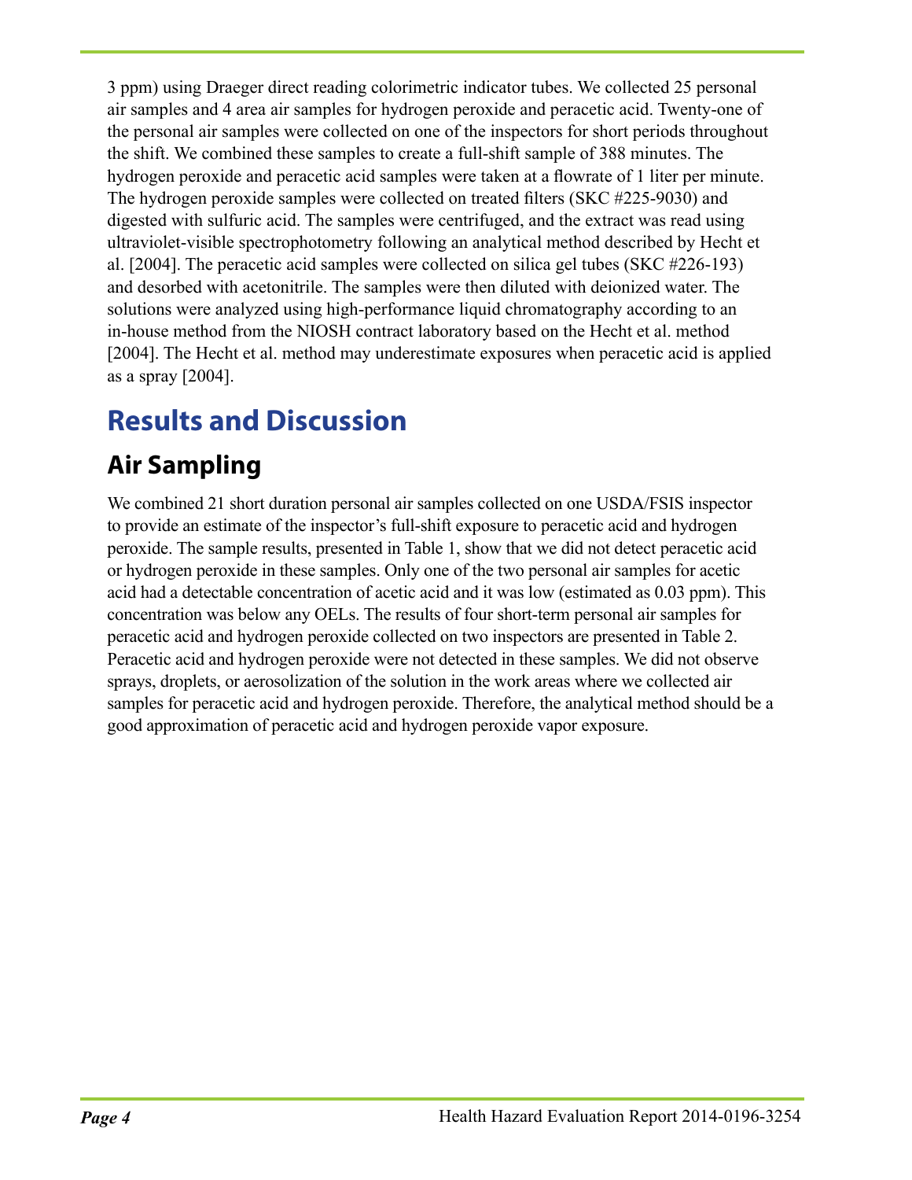3 ppm) using Draeger direct reading colorimetric indicator tubes. We collected 25 personal air samples and 4 area air samples for hydrogen peroxide and peracetic acid. Twenty-one of the personal air samples were collected on one of the inspectors for short periods throughout the shift. We combined these samples to create a full-shift sample of 388 minutes. The hydrogen peroxide and peracetic acid samples were taken at a flowrate of 1 liter per minute. The hydrogen peroxide samples were collected on treated filters (SKC #225-9030) and digested with sulfuric acid. The samples were centrifuged, and the extract was read using ultraviolet-visible spectrophotometry following an analytical method described by Hecht et al. [2004]. The peracetic acid samples were collected on silica gel tubes (SKC #226-193) and desorbed with acetonitrile. The samples were then diluted with deionized water. The solutions were analyzed using high-performance liquid chromatography according to an in-house method from the NIOSH contract laboratory based on the Hecht et al. method [2004]. The Hecht et al. method may underestimate exposures when peracetic acid is applied as a spray [2004].

# Results and Discussion

## Air Sampling

We combined 21 short duration personal air samples collected on one USDA/FSIS inspector to provide an estimate of the inspector's full-shift exposure to peracetic acid and hydrogen peroxide. The sample results, presented in Table 1, show that we did not detect peracetic acid or hydrogen peroxide in these samples. Only one of the two personal air samples for acetic acid had a detectable concentration of acetic acid and it was low (estimated as 0.03 ppm). This concentration was below any OELs. The results of four short-term personal air samples for peracetic acid and hydrogen peroxide collected on two inspectors are presented in Table 2. Peracetic acid and hydrogen peroxide were not detected in these samples. We did not observe sprays, droplets, or aerosolization of the solution in the work areas where we collected air samples for peracetic acid and hydrogen peroxide. Therefore, the analytical method should be a good approximation of peracetic acid and hydrogen peroxide vapor exposure.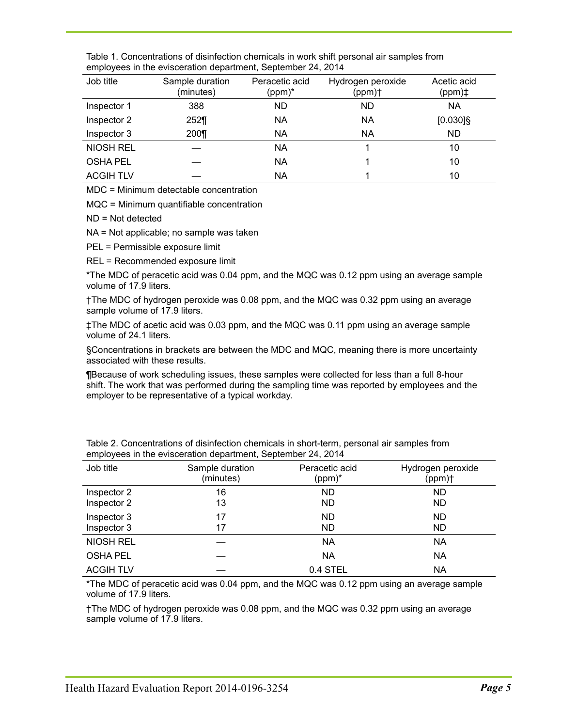Table 1. Concentrations of disinfection chemicals in work shift personal air samples from employees in the evisceration department, September 24, 2014

| Job title | Sample duration (minutes) | Peracetic acid (ppm)* | Hydrogen peroxide (ppm)† | Acetic acid (ppm)‡ |
|---|---|---|---|---|
| Inspector 1 | 388 | ND | ND | NA |
| Inspector 2 | 252¶ | NA | NA | [0.030]§ |
| Inspector 3 | 200¶ | NA | NA | ND |
| NIOSH REL | — | NA | 1 | 10 |
| OSHA PEL | — | NA | 1 | 10 |
| ACGIH TLV | — | NA | 1 | 10 |

MDC = Minimum detectable concentration

MQC = Minimum quantifiable concentration

ND = Not detected

NA = Not applicable; no sample was taken

PEL = Permissible exposure limit

REL = Recommended exposure limit

*The MDC of peracetic acid was 0.04 ppm, and the MQC was 0.12 ppm using an average sample volume of 17.9 liters.

†The MDC of hydrogen peroxide was 0.08 ppm, and the MQC was 0.32 ppm using an average sample volume of 17.9 liters.

‡The MDC of acetic acid was 0.03 ppm, and the MQC was 0.11 ppm using an average sample volume of 24.1 liters.

§Concentrations in brackets are between the MDC and MQC, meaning there is more uncertainty associated with these results.

¶Because of work scheduling issues, these samples were collected for less than a full 8-hour shift. The work that was performed during the sampling time was reported by employees and the employer to be representative of a typical workday.

Table 2. Concentrations of disinfection chemicals in short-term, personal air samples from employees in the evisceration department, September 24, 2014

| Job title | Sample duration (minutes) | Peracetic acid (ppm)* | Hydrogen peroxide (ppm)† |
|---|---|---|---|
| Inspector 2 | 16 | ND | ND |
| Inspector 2 | 13 | ND | ND |
| Inspector 3 | 17 | ND | ND |
| Inspector 3 | 17 | ND | ND |
| NIOSH REL | — | NA | NA |
| OSHA PEL | — | NA | NA |
| ACGIH TLV | — | 0.4 STEL | NA |

*The MDC of peracetic acid was 0.04 ppm, and the MQC was 0.12 ppm using an average sample volume of 17.9 liters.

†The MDC of hydrogen peroxide was 0.08 ppm, and the MQC was 0.32 ppm using an average sample volume of 17.9 liters.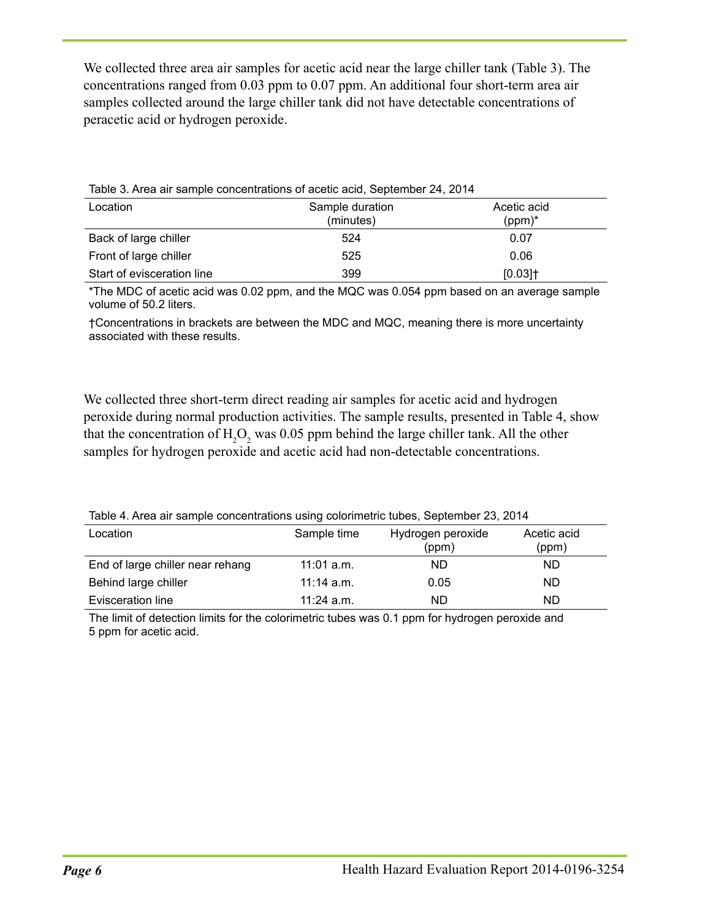We collected three area air samples for acetic acid near the large chiller tank (Table 3). The concentrations ranged from 0.03 ppm to 0.07 ppm. An additional four short-term area air samples collected around the large chiller tank did not have detectable concentrations of peracetic acid or hydrogen peroxide.

Table 3. Area air sample concentrations of acetic acid, September 24, 2014

| Location | Sample duration (minutes) | Acetic acid (ppm)* |
|---|---|---|
| Back of large chiller | 524 | 0.07 |
| Front of large chiller | 525 | 0.06 |
| Start of evisceration line | 399 | [0.03]† |

*The MDC of acetic acid was 0.02 ppm, and the MQC was 0.054 ppm based on an average sample volume of 50.2 liters.

†Concentrations in brackets are between the MDC and MQC, meaning there is more uncertainty associated with these results.

We collected three short-term direct reading air samples for acetic acid and hydrogen peroxide during normal production activities. The sample results, presented in Table 4, show that the concentration of $H_2O_2$ was 0.05 ppm behind the large chiller tank. All the other samples for hydrogen peroxide and acetic acid had non-detectable concentrations.

Table 4. Area air sample concentrations using colorimetric tubes, September 23, 2014

| Location | Sample time | Hydrogen peroxide (ppm) | Acetic acid (ppm) |
|---|---|---|---|
| End of large chiller near rehang | 11:01 a.m. | ND | ND |
| Behind large chiller | 11:14 a.m. | 0.05 | ND |
| Evisceration line | 11:24 a.m. | ND | ND |

The limit of detection limits for the colorimetric tubes was 0.1 ppm for hydrogen peroxide and 5 ppm for acetic acid.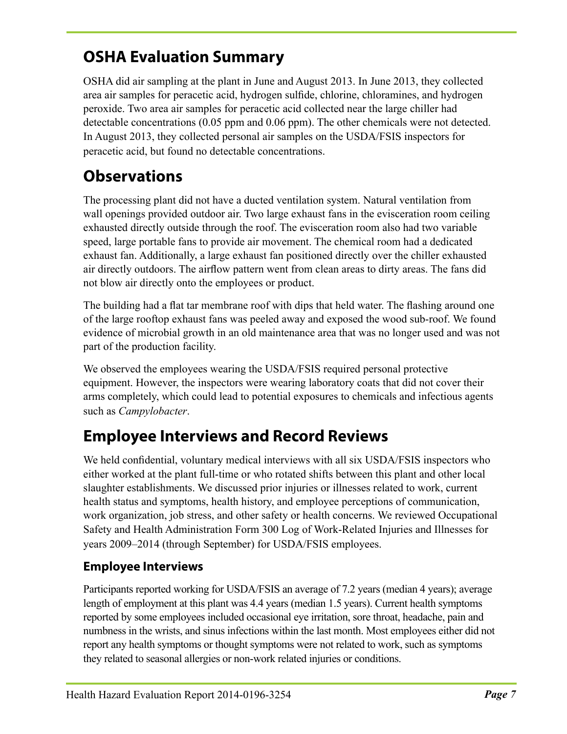## OSHA Evaluation Summary

OSHA did air sampling at the plant in June and August 2013. In June 2013, they collected area air samples for peracetic acid, hydrogen sulfide, chlorine, chloramines, and hydrogen peroxide. Two area air samples for peracetic acid collected near the large chiller had detectable concentrations (0.05 ppm and 0.06 ppm). The other chemicals were not detected. In August 2013, they collected personal air samples on the USDA/FSIS inspectors for peracetic acid, but found no detectable concentrations.

## Observations

The processing plant did not have a ducted ventilation system. Natural ventilation from wall openings provided outdoor air. Two large exhaust fans in the evisceration room ceiling exhausted directly outside through the roof. The evisceration room also had two variable speed, large portable fans to provide air movement. The chemical room had a dedicated exhaust fan. Additionally, a large exhaust fan positioned directly over the chiller exhausted air directly outdoors. The airflow pattern went from clean areas to dirty areas. The fans did not blow air directly onto the employees or product.

The building had a flat tar membrane roof with dips that held water. The flashing around one of the large rooftop exhaust fans was peeled away and exposed the wood sub-roof. We found evidence of microbial growth in an old maintenance area that was no longer used and was not part of the production facility.

We observed the employees wearing the USDA/FSIS required personal protective equipment. However, the inspectors were wearing laboratory coats that did not cover their arms completely, which could lead to potential exposures to chemicals and infectious agents such as *Campylobacter*.

## Employee Interviews and Record Reviews

We held confidential, voluntary medical interviews with all six USDA/FSIS inspectors who either worked at the plant full-time or who rotated shifts between this plant and other local slaughter establishments. We discussed prior injuries or illnesses related to work, current health status and symptoms, health history, and employee perceptions of communication, work organization, job stress, and other safety or health concerns. We reviewed Occupational Safety and Health Administration Form 300 Log of Work-Related Injuries and Illnesses for years 2009–2014 (through September) for USDA/FSIS employees.

### Employee Interviews

Participants reported working for USDA/FSIS an average of 7.2 years (median 4 years); average length of employment at this plant was 4.4 years (median 1.5 years). Current health symptoms reported by some employees included occasional eye irritation, sore throat, headache, pain and numbness in the wrists, and sinus infections within the last month. Most employees either did not report any health symptoms or thought symptoms were not related to work, such as symptoms they related to seasonal allergies or non-work related injuries or conditions.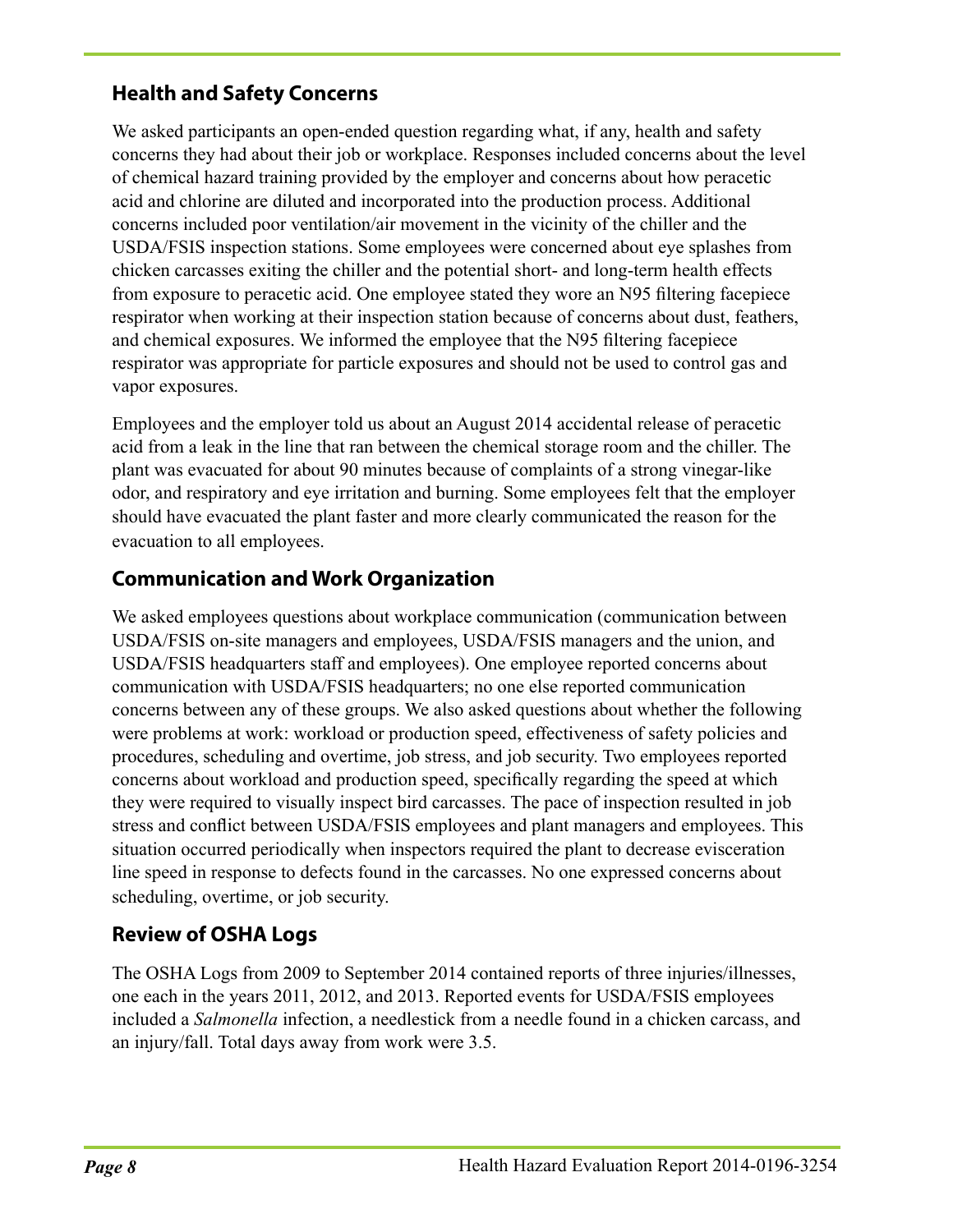## Health and Safety Concerns

We asked participants an open-ended question regarding what, if any, health and safety concerns they had about their job or workplace. Responses included concerns about the level of chemical hazard training provided by the employer and concerns about how peracetic acid and chlorine are diluted and incorporated into the production process. Additional concerns included poor ventilation/air movement in the vicinity of the chiller and the USDA/FSIS inspection stations. Some employees were concerned about eye splashes from chicken carcasses exiting the chiller and the potential short- and long-term health effects from exposure to peracetic acid. One employee stated they wore an N95 filtering facepiece respirator when working at their inspection station because of concerns about dust, feathers, and chemical exposures. We informed the employee that the N95 filtering facepiece respirator was appropriate for particle exposures and should not be used to control gas and vapor exposures.

Employees and the employer told us about an August 2014 accidental release of peracetic acid from a leak in the line that ran between the chemical storage room and the chiller. The plant was evacuated for about 90 minutes because of complaints of a strong vinegar-like odor, and respiratory and eye irritation and burning. Some employees felt that the employer should have evacuated the plant faster and more clearly communicated the reason for the evacuation to all employees.

## Communication and Work Organization

We asked employees questions about workplace communication (communication between USDA/FSIS on-site managers and employees, USDA/FSIS managers and the union, and USDA/FSIS headquarters staff and employees). One employee reported concerns about communication with USDA/FSIS headquarters; no one else reported communication concerns between any of these groups. We also asked questions about whether the following were problems at work: workload or production speed, effectiveness of safety policies and procedures, scheduling and overtime, job stress, and job security. Two employees reported concerns about workload and production speed, specifically regarding the speed at which they were required to visually inspect bird carcasses. The pace of inspection resulted in job stress and conflict between USDA/FSIS employees and plant managers and employees. This situation occurred periodically when inspectors required the plant to decrease evisceration line speed in response to defects found in the carcasses. No one expressed concerns about scheduling, overtime, or job security.

## Review of OSHA Logs

The OSHA Logs from 2009 to September 2014 contained reports of three injuries/illnesses, one each in the years 2011, 2012, and 2013. Reported events for USDA/FSIS employees included a *Salmonella* infection, a needlestick from a needle found in a chicken carcass, and an injury/fall. Total days away from work were 3.5.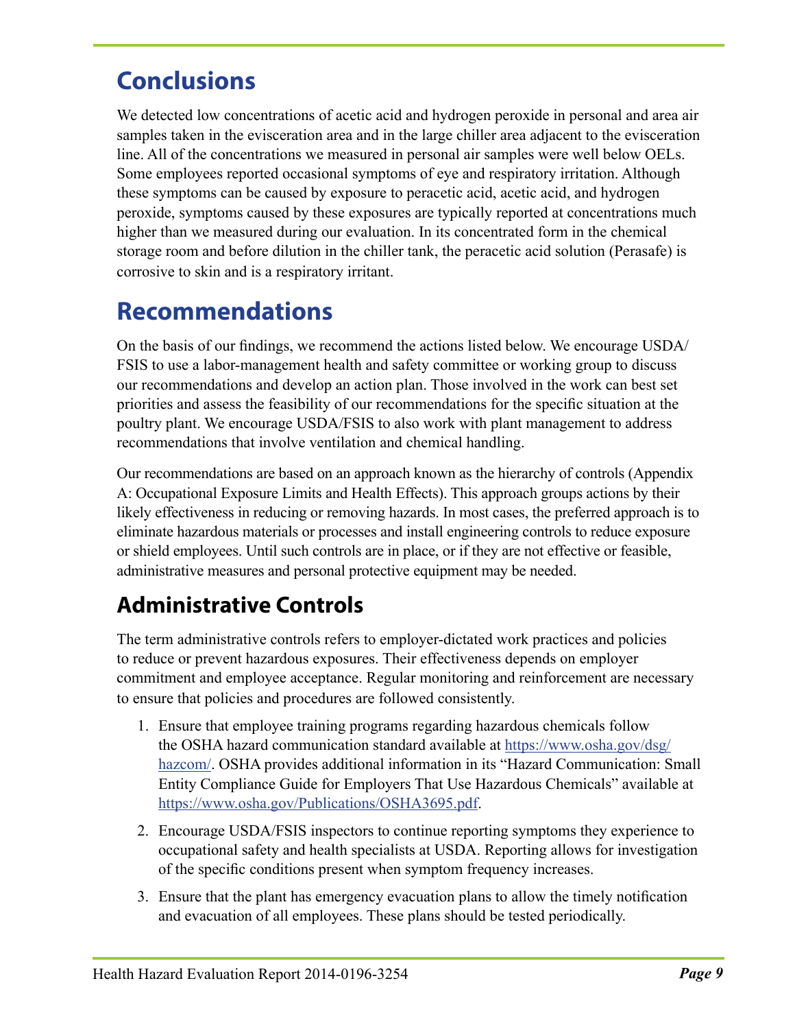## Conclusions

We detected low concentrations of acetic acid and hydrogen peroxide in personal and area air samples taken in the evisceration area and in the large chiller area adjacent to the evisceration line. All of the concentrations we measured in personal air samples were well below OELs. Some employees reported occasional symptoms of eye and respiratory irritation. Although these symptoms can be caused by exposure to peracetic acid, acetic acid, and hydrogen peroxide, symptoms caused by these exposures are typically reported at concentrations much higher than we measured during our evaluation. In its concentrated form in the chemical storage room and before dilution in the chiller tank, the peracetic acid solution (Perasafe) is corrosive to skin and is a respiratory irritant.

## Recommendations

On the basis of our findings, we recommend the actions listed below. We encourage USDA/FSIS to use a labor-management health and safety committee or working group to discuss our recommendations and develop an action plan. Those involved in the work can best set priorities and assess the feasibility of our recommendations for the specific situation at the poultry plant. We encourage USDA/FSIS to also work with plant management to address recommendations that involve ventilation and chemical handling.

Our recommendations are based on an approach known as the hierarchy of controls (Appendix A: Occupational Exposure Limits and Health Effects). This approach groups actions by their likely effectiveness in reducing or removing hazards. In most cases, the preferred approach is to eliminate hazardous materials or processes and install engineering controls to reduce exposure or shield employees. Until such controls are in place, or if they are not effective or feasible, administrative measures and personal protective equipment may be needed.

### Administrative Controls

The term administrative controls refers to employer-dictated work practices and policies to reduce or prevent hazardous exposures. Their effectiveness depends on employer commitment and employee acceptance. Regular monitoring and reinforcement are necessary to ensure that policies and procedures are followed consistently.

1. Ensure that employee training programs regarding hazardous chemicals follow the OSHA hazard communication standard available at https://www.osha.gov/dsg/hazcom/. OSHA provides additional information in its "Hazard Communication: Small Entity Compliance Guide for Employers That Use Hazardous Chemicals" available at https://www.osha.gov/Publications/OSHA3695.pdf.

2. Encourage USDA/FSIS inspectors to continue reporting symptoms they experience to occupational safety and health specialists at USDA. Reporting allows for investigation of the specific conditions present when symptom frequency increases.

3. Ensure that the plant has emergency evacuation plans to allow the timely notification and evacuation of all employees. These plans should be tested periodically.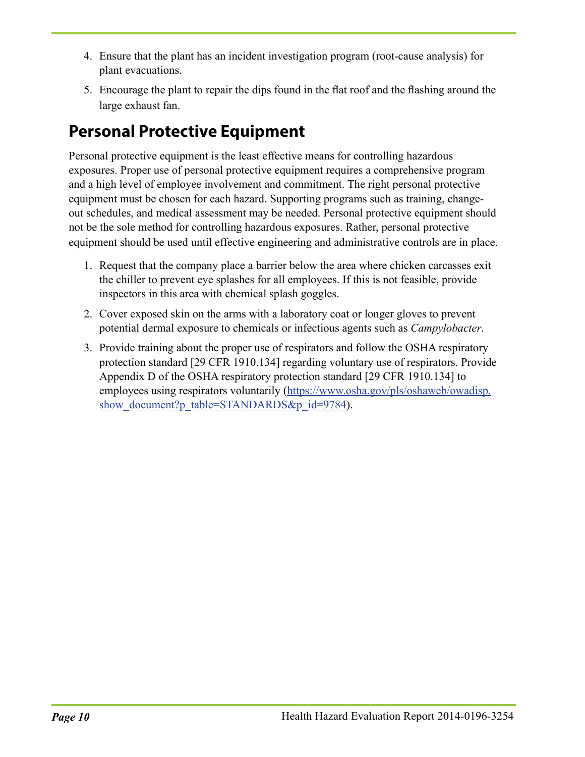4. Ensure that the plant has an incident investigation program (root-cause analysis) for plant evacuations.

5. Encourage the plant to repair the dips found in the flat roof and the flashing around the large exhaust fan.

## Personal Protective Equipment

Personal protective equipment is the least effective means for controlling hazardous exposures. Proper use of personal protective equipment requires a comprehensive program and a high level of employee involvement and commitment. The right personal protective equipment must be chosen for each hazard. Supporting programs such as training, change-out schedules, and medical assessment may be needed. Personal protective equipment should not be the sole method for controlling hazardous exposures. Rather, personal protective equipment should be used until effective engineering and administrative controls are in place.

1. Request that the company place a barrier below the area where chicken carcasses exit the chiller to prevent eye splashes for all employees. If this is not feasible, provide inspectors in this area with chemical splash goggles.

2. Cover exposed skin on the arms with a laboratory coat or longer gloves to prevent potential dermal exposure to chemicals or infectious agents such as *Campylobacter*.

3. Provide training about the proper use of respirators and follow the OSHA respiratory protection standard [29 CFR 1910.134] regarding voluntary use of respirators. Provide Appendix D of the OSHA respiratory protection standard [29 CFR 1910.134] to employees using respirators voluntarily (https://www.osha.gov/pls/oshaweb/owadisp.show_document?p_table=STANDARDS&p_id=9784).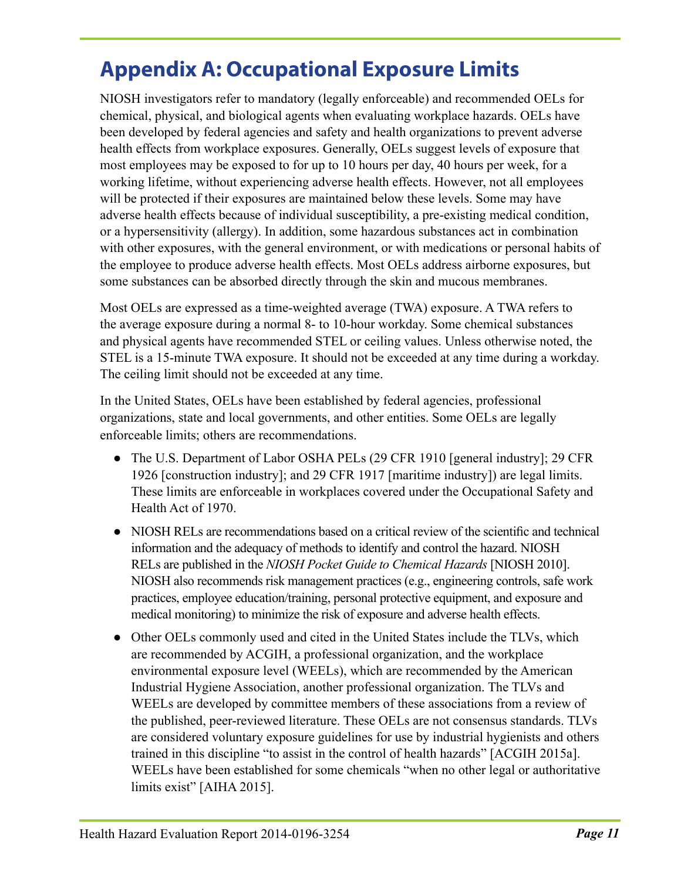# Appendix A: Occupational Exposure Limits

NIOSH investigators refer to mandatory (legally enforceable) and recommended OELs for chemical, physical, and biological agents when evaluating workplace hazards. OELs have been developed by federal agencies and safety and health organizations to prevent adverse health effects from workplace exposures. Generally, OELs suggest levels of exposure that most employees may be exposed to for up to 10 hours per day, 40 hours per week, for a working lifetime, without experiencing adverse health effects. However, not all employees will be protected if their exposures are maintained below these levels. Some may have adverse health effects because of individual susceptibility, a pre-existing medical condition, or a hypersensitivity (allergy). In addition, some hazardous substances act in combination with other exposures, with the general environment, or with medications or personal habits of the employee to produce adverse health effects. Most OELs address airborne exposures, but some substances can be absorbed directly through the skin and mucous membranes.

Most OELs are expressed as a time-weighted average (TWA) exposure. A TWA refers to the average exposure during a normal 8- to 10-hour workday. Some chemical substances and physical agents have recommended STEL or ceiling values. Unless otherwise noted, the STEL is a 15-minute TWA exposure. It should not be exceeded at any time during a workday. The ceiling limit should not be exceeded at any time.

In the United States, OELs have been established by federal agencies, professional organizations, state and local governments, and other entities. Some OELs are legally enforceable limits; others are recommendations.

- The U.S. Department of Labor OSHA PELs (29 CFR 1910 [general industry]; 29 CFR 1926 [construction industry]; and 29 CFR 1917 [maritime industry]) are legal limits. These limits are enforceable in workplaces covered under the Occupational Safety and Health Act of 1970.
- NIOSH RELs are recommendations based on a critical review of the scientific and technical information and the adequacy of methods to identify and control the hazard. NIOSH RELs are published in the *NIOSH Pocket Guide to Chemical Hazards* [NIOSH 2010]. NIOSH also recommends risk management practices (e.g., engineering controls, safe work practices, employee education/training, personal protective equipment, and exposure and medical monitoring) to minimize the risk of exposure and adverse health effects.
- Other OELs commonly used and cited in the United States include the TLVs, which are recommended by ACGIH, a professional organization, and the workplace environmental exposure level (WEELs), which are recommended by the American Industrial Hygiene Association, another professional organization. The TLVs and WEELs are developed by committee members of these associations from a review of the published, peer-reviewed literature. These OELs are not consensus standards. TLVs are considered voluntary exposure guidelines for use by industrial hygienists and others trained in this discipline "to assist in the control of health hazards" [ACGIH 2015a]. WEELs have been established for some chemicals "when no other legal or authoritative limits exist" [AIHA 2015].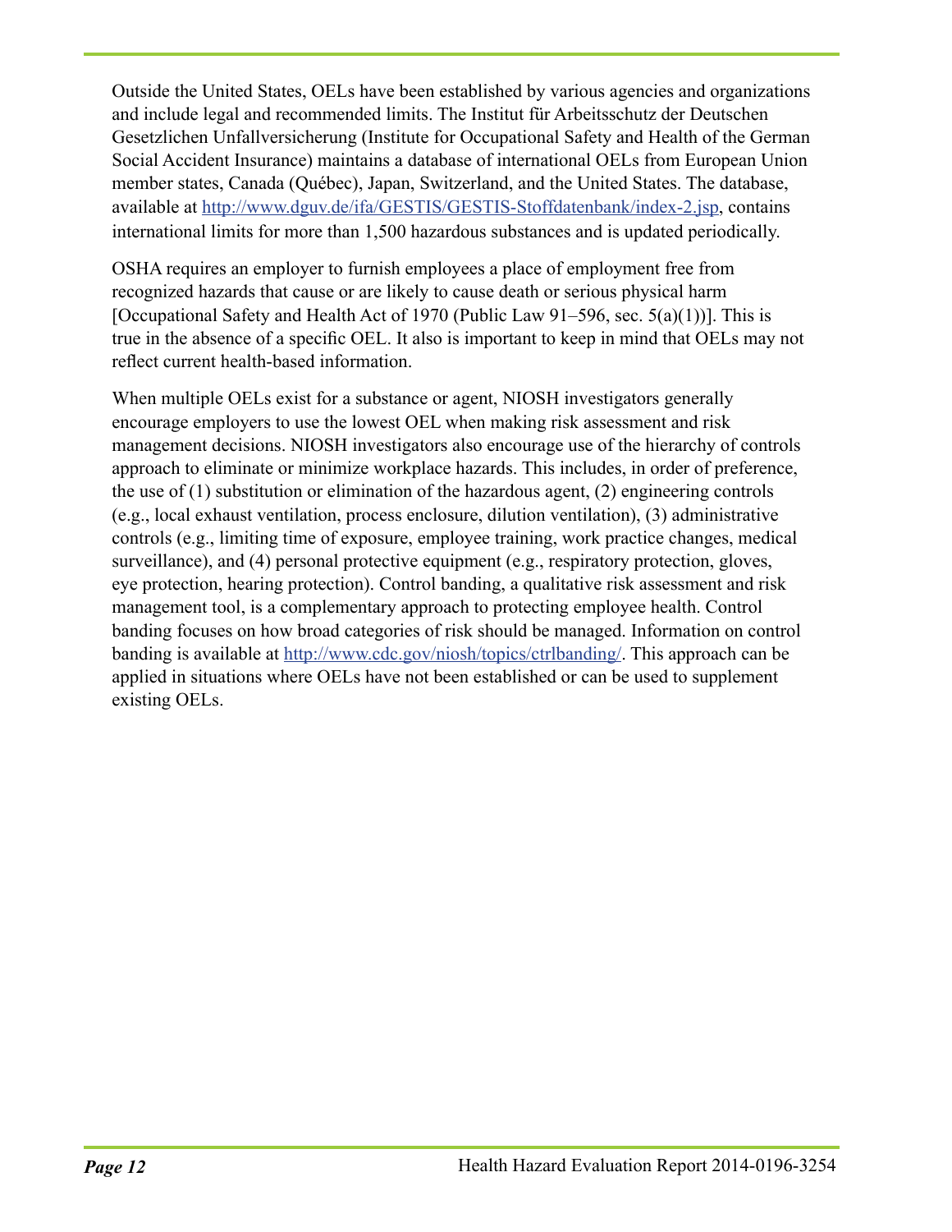Outside the United States, OELs have been established by various agencies and organizations and include legal and recommended limits. The Institut für Arbeitsschutz der Deutschen Gesetzlichen Unfallversicherung (Institute for Occupational Safety and Health of the German Social Accident Insurance) maintains a database of international OELs from European Union member states, Canada (Québec), Japan, Switzerland, and the United States. The database, available at http://www.dguv.de/ifa/GESTIS/GESTIS-Stoffdatenbank/index-2.jsp, contains international limits for more than 1,500 hazardous substances and is updated periodically.

OSHA requires an employer to furnish employees a place of employment free from recognized hazards that cause or are likely to cause death or serious physical harm [Occupational Safety and Health Act of 1970 (Public Law 91–596, sec. 5(a)(1))]. This is true in the absence of a specific OEL. It also is important to keep in mind that OELs may not reflect current health-based information.

When multiple OELs exist for a substance or agent, NIOSH investigators generally encourage employers to use the lowest OEL when making risk assessment and risk management decisions. NIOSH investigators also encourage use of the hierarchy of controls approach to eliminate or minimize workplace hazards. This includes, in order of preference, the use of (1) substitution or elimination of the hazardous agent, (2) engineering controls (e.g., local exhaust ventilation, process enclosure, dilution ventilation), (3) administrative controls (e.g., limiting time of exposure, employee training, work practice changes, medical surveillance), and (4) personal protective equipment (e.g., respiratory protection, gloves, eye protection, hearing protection). Control banding, a qualitative risk assessment and risk management tool, is a complementary approach to protecting employee health. Control banding focuses on how broad categories of risk should be managed. Information on control banding is available at http://www.cdc.gov/niosh/topics/ctrlbanding/. This approach can be applied in situations where OELs have not been established or can be used to supplement existing OELs.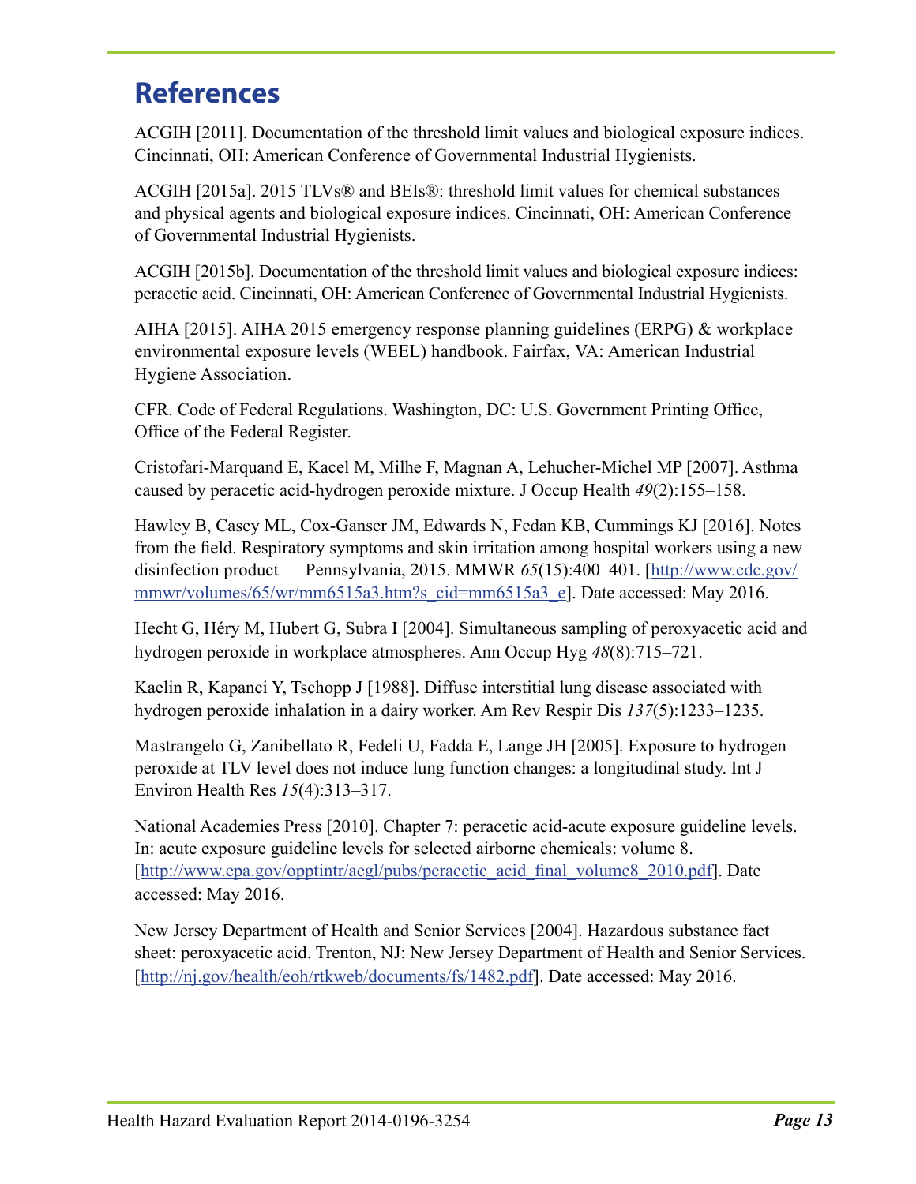# References

ACGIH [2011]. Documentation of the threshold limit values and biological exposure indices. Cincinnati, OH: American Conference of Governmental Industrial Hygienists.

ACGIH [2015a]. 2015 TLVs® and BEIs®: threshold limit values for chemical substances and physical agents and biological exposure indices. Cincinnati, OH: American Conference of Governmental Industrial Hygienists.

ACGIH [2015b]. Documentation of the threshold limit values and biological exposure indices: peracetic acid. Cincinnati, OH: American Conference of Governmental Industrial Hygienists.

AIHA [2015]. AIHA 2015 emergency response planning guidelines (ERPG) & workplace environmental exposure levels (WEEL) handbook. Fairfax, VA: American Industrial Hygiene Association.

CFR. Code of Federal Regulations. Washington, DC: U.S. Government Printing Office, Office of the Federal Register.

Cristofari-Marquand E, Kacel M, Milhe F, Magnan A, Lehucher-Michel MP [2007]. Asthma caused by peracetic acid-hydrogen peroxide mixture. J Occup Health *49*(2):155–158.

Hawley B, Casey ML, Cox-Ganser JM, Edwards N, Fedan KB, Cummings KJ [2016]. Notes from the field. Respiratory symptoms and skin irritation among hospital workers using a new disinfection product — Pennsylvania, 2015. MMWR *65*(15):400–401. [http://www.cdc.gov/mmwr/volumes/65/wr/mm6515a3.htm?s_cid=mm6515a3_e]. Date accessed: May 2016.

Hecht G, Héry M, Hubert G, Subra I [2004]. Simultaneous sampling of peroxyacetic acid and hydrogen peroxide in workplace atmospheres. Ann Occup Hyg *48*(8):715–721.

Kaelin R, Kapanci Y, Tschopp J [1988]. Diffuse interstitial lung disease associated with hydrogen peroxide inhalation in a dairy worker. Am Rev Respir Dis *137*(5):1233–1235.

Mastrangelo G, Zanibellato R, Fedeli U, Fadda E, Lange JH [2005]. Exposure to hydrogen peroxide at TLV level does not induce lung function changes: a longitudinal study. Int J Environ Health Res *15*(4):313–317.

National Academies Press [2010]. Chapter 7: peracetic acid-acute exposure guideline levels. In: acute exposure guideline levels for selected airborne chemicals: volume 8. [http://www.epa.gov/opptintr/aegl/pubs/peracetic_acid_final_volume8_2010.pdf]. Date accessed: May 2016.

New Jersey Department of Health and Senior Services [2004]. Hazardous substance fact sheet: peroxyacetic acid. Trenton, NJ: New Jersey Department of Health and Senior Services. [http://nj.gov/health/eoh/rtkweb/documents/fs/1482.pdf]. Date accessed: May 2016.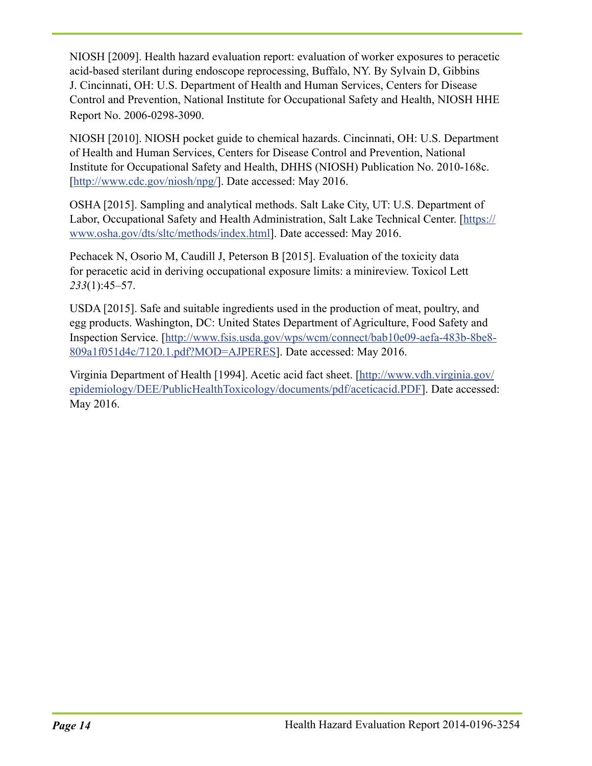NIOSH [2009]. Health hazard evaluation report: evaluation of worker exposures to peracetic acid-based sterilant during endoscope reprocessing, Buffalo, NY. By Sylvain D, Gibbins J. Cincinnati, OH: U.S. Department of Health and Human Services, Centers for Disease Control and Prevention, National Institute for Occupational Safety and Health, NIOSH HHE Report No. 2006-0298-3090.

NIOSH [2010]. NIOSH pocket guide to chemical hazards. Cincinnati, OH: U.S. Department of Health and Human Services, Centers for Disease Control and Prevention, National Institute for Occupational Safety and Health, DHHS (NIOSH) Publication No. 2010-168c. [http://www.cdc.gov/niosh/npg/]. Date accessed: May 2016.

OSHA [2015]. Sampling and analytical methods. Salt Lake City, UT: U.S. Department of Labor, Occupational Safety and Health Administration, Salt Lake Technical Center. [https://www.osha.gov/dts/sltc/methods/index.html]. Date accessed: May 2016.

Pechacek N, Osorio M, Caudill J, Peterson B [2015]. Evaluation of the toxicity data for peracetic acid in deriving occupational exposure limits: a minireview. Toxicol Lett *233*(1):45–57.

USDA [2015]. Safe and suitable ingredients used in the production of meat, poultry, and egg products. Washington, DC: United States Department of Agriculture, Food Safety and Inspection Service. [http://www.fsis.usda.gov/wps/wcm/connect/bab10e09-aefa-483b-8be8-809a1f051d4c/7120.1.pdf?MOD=AJPERES]. Date accessed: May 2016.

Virginia Department of Health [1994]. Acetic acid fact sheet. [http://www.vdh.virginia.gov/epidemiology/DEE/PublicHealthToxicology/documents/pdf/aceticacid.PDF]. Date accessed: May 2016.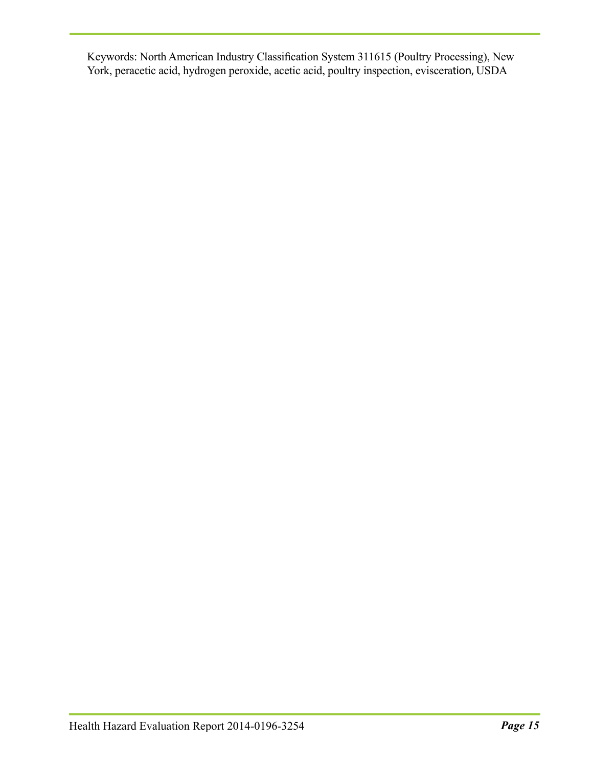Keywords: North American Industry Classification System 311615 (Poultry Processing), New York, peracetic acid, hydrogen peroxide, acetic acid, poultry inspection, evisceration, USDA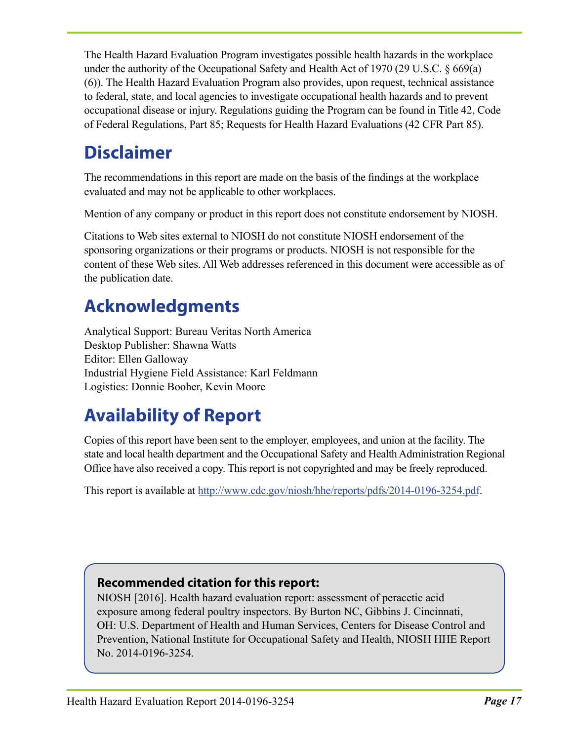The Health Hazard Evaluation Program investigates possible health hazards in the workplace under the authority of the Occupational Safety and Health Act of 1970 (29 U.S.C. § 669(a)(6)). The Health Hazard Evaluation Program also provides, upon request, technical assistance to federal, state, and local agencies to investigate occupational health hazards and to prevent occupational disease or injury. Regulations guiding the Program can be found in Title 42, Code of Federal Regulations, Part 85; Requests for Health Hazard Evaluations (42 CFR Part 85).

## Disclaimer

The recommendations in this report are made on the basis of the findings at the workplace evaluated and may not be applicable to other workplaces.

Mention of any company or product in this report does not constitute endorsement by NIOSH.

Citations to Web sites external to NIOSH do not constitute NIOSH endorsement of the sponsoring organizations or their programs or products. NIOSH is not responsible for the content of these Web sites. All Web addresses referenced in this document were accessible as of the publication date.

## Acknowledgments

Analytical Support: Bureau Veritas North America
Desktop Publisher: Shawna Watts
Editor: Ellen Galloway
Industrial Hygiene Field Assistance: Karl Feldmann
Logistics: Donnie Booher, Kevin Moore

## Availability of Report

Copies of this report have been sent to the employer, employees, and union at the facility. The state and local health department and the Occupational Safety and Health Administration Regional Office have also received a copy. This report is not copyrighted and may be freely reproduced.

This report is available at http://www.cdc.gov/niosh/hhe/reports/pdfs/2014-0196-3254.pdf.

**Recommended citation for this report:**
NIOSH [2016]. Health hazard evaluation report: assessment of peracetic acid exposure among federal poultry inspectors. By Burton NC, Gibbins J. Cincinnati, OH: U.S. Department of Health and Human Services, Centers for Disease Control and Prevention, National Institute for Occupational Safety and Health, NIOSH HHE Report No. 2014-0196-3254.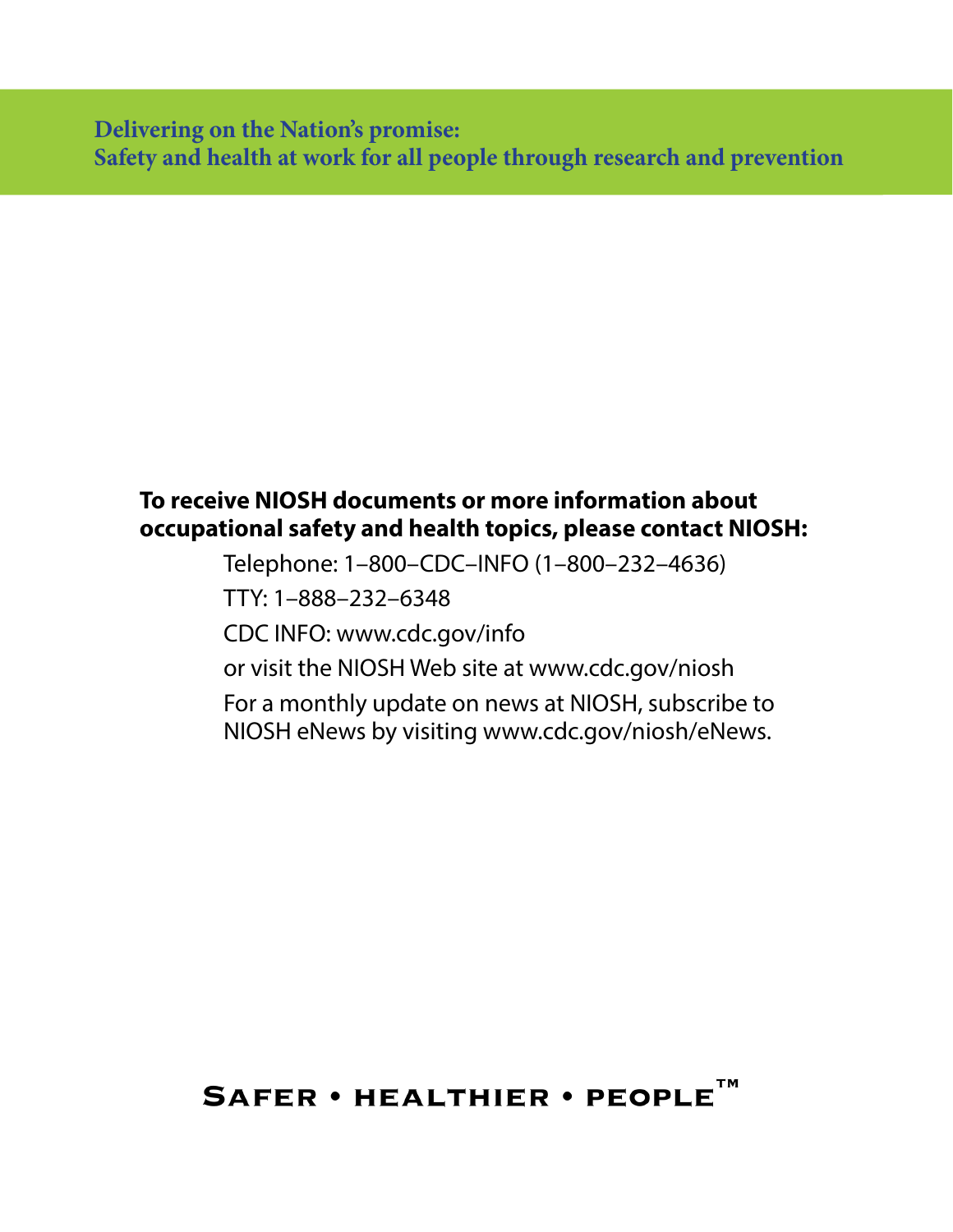**Delivering on the Nation's promise:**
**Safety and health at work for all people through research and prevention**

**To receive NIOSH documents or more information about occupational safety and health topics, please contact NIOSH:**

Telephone: 1–800–CDC–INFO (1–800–232–4636)

TTY: 1–888–232–6348

CDC INFO: www.cdc.gov/info

or visit the NIOSH Web site at www.cdc.gov/niosh

For a monthly update on news at NIOSH, subscribe to NIOSH eNews by visiting www.cdc.gov/niosh/eNews.

SAFER • HEALTHIER • PEOPLE™